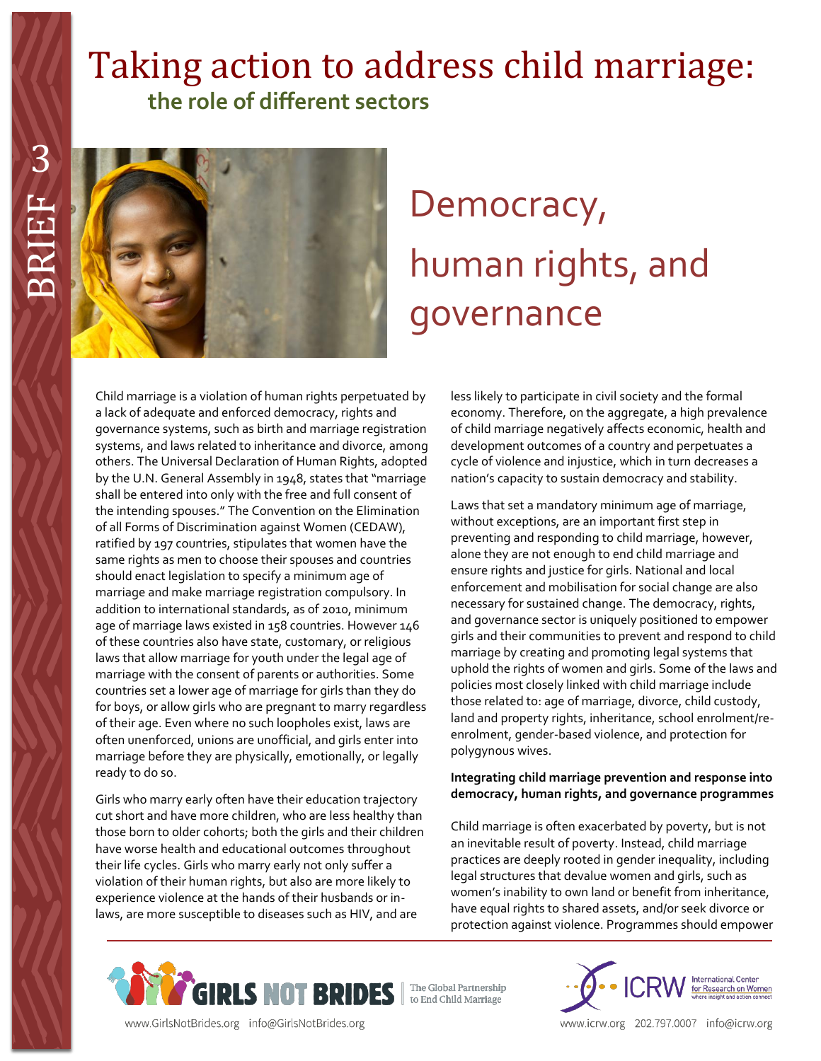# Taking action to address child marriage: the role of different sectors

BRIEF 3

## Democracy, human rights, and governance

Child marriage is a violation of human rights perpetuated by a lack of adequate and enforced democracy, rights and governance systems, such as birth and marriage registration systems, and laws related to inheritance and divorce, among others. The Universal Declaration of Human Rights, adopted by the U.N. General Assembly in 1948, states that "marriage shall be entered into only with the free and full consent of the intending spouses." The Convention on the Elimination of all Forms of Discrimination against Women (CEDAW), ratified by 197 countries, stipulates that women have the same rights as men to choose their spouses and countries should enact legislation to specify a minimum age of marriage and make marriage registration compulsory. In addition to international standards, as of 2010, minimum age of marriage laws existed in 158 countries. However 146 of these countries also have state, customary, or religious laws that allow marriage for youth under the legal age of marriage with the consent of parents or authorities. Some countries set a lower age of marriage for girls than they do for boys, or allow girls who are pregnant to marry regardless of their age. Even where no such loopholes exist, laws are often unenforced, unions are unofficial, and girls enter into marriage before they are physically, emotionally, or legally ready to do so.

Girls who marry early often have their education trajectory cut short and have more children, who are less healthy than those born to older cohorts; both the girls and their children have worse health and educational outcomes throughout their life cycles. Girls who marry early not only suffer a violation of their human rights, but also are more likely to experience violence at the hands of their husbands or in-laws, are more susceptible to diseases such as HIV, and are less likely to participate in civil society and the formal economy. Therefore, on the aggregate, a high prevalence of child marriage negatively affects economic, health and development outcomes of a country and perpetuates a cycle of violence and injustice, which in turn decreases a nation's capacity to sustain democracy and stability.

Laws that set a mandatory minimum age of marriage, without exceptions, are an important first step in preventing and responding to child marriage, however, alone they are not enough to end child marriage and ensure rights and justice for girls. National and local enforcement and mobilisation for social change are also necessary for sustained change. The democracy, rights, and governance sector is uniquely positioned to empower girls and their communities to prevent and respond to child marriage by creating and promoting legal systems that uphold the rights of women and girls. Some of the laws and policies most closely linked with child marriage include those related to: age of marriage, divorce, child custody, land and property rights, inheritance, school enrolment/re-enrolment, gender-based violence, and protection for polygynous wives.

**Integrating child marriage prevention and response into democracy, human rights, and governance programmes**

Child marriage is often exacerbated by poverty, but is not an inevitable result of poverty. Instead, child marriage practices are deeply rooted in gender inequality, including legal structures that devalue women and girls, such as women's inability to own land or benefit from inheritance, have equal rights to shared assets, and/or seek divorce or protection against violence. Programmes should empower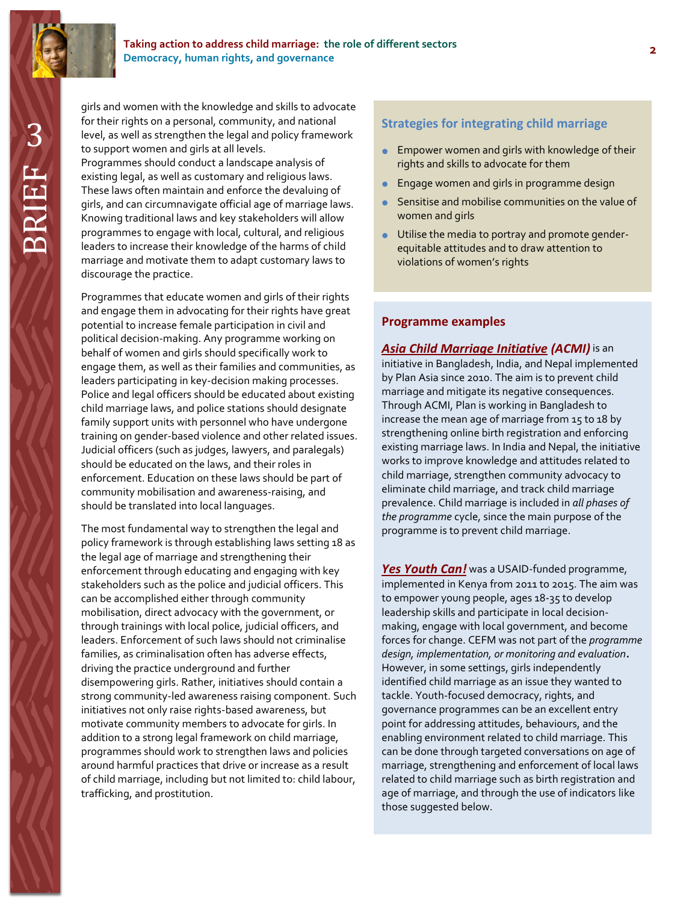girls and women with the knowledge and skills to advocate for their rights on a personal, community, and national level, as well as strengthen the legal and policy framework to support women and girls at all levels.
Programmes should conduct a landscape analysis of existing legal, as well as customary and religious laws. These laws often maintain and enforce the devaluing of girls, and can circumnavigate official age of marriage laws. Knowing traditional laws and key stakeholders will allow programmes to engage with local, cultural, and religious leaders to increase their knowledge of the harms of child marriage and motivate them to adapt customary laws to discourage the practice.

Programmes that educate women and girls of their rights and engage them in advocating for their rights have great potential to increase female participation in civil and political decision-making. Any programme working on behalf of women and girls should specifically work to engage them, as well as their families and communities, as leaders participating in key-decision making processes. Police and legal officers should be educated about existing child marriage laws, and police stations should designate family support units with personnel who have undergone training on gender-based violence and other related issues. Judicial officers (such as judges, lawyers, and paralegals) should be educated on the laws, and their roles in enforcement. Education on these laws should be part of community mobilisation and awareness-raising, and should be translated into local languages.

The most fundamental way to strengthen the legal and policy framework is through establishing laws setting 18 as the legal age of marriage and strengthening their enforcement through educating and engaging with key stakeholders such as the police and judicial officers. This can be accomplished either through community mobilisation, direct advocacy with the government, or through trainings with local police, judicial officers, and leaders. Enforcement of such laws should not criminalise families, as criminalisation often has adverse effects, driving the practice underground and further disempowering girls. Rather, initiatives should contain a strong community-led awareness raising component. Such initiatives not only raise rights-based awareness, but motivate community members to advocate for girls. In addition to a strong legal framework on child marriage, programmes should work to strengthen laws and policies around harmful practices that drive or increase as a result of child marriage, including but not limited to: child labour, trafficking, and prostitution.

### Strategies for integrating child marriage

- Empower women and girls with knowledge of their rights and skills to advocate for them
- Engage women and girls in programme design
- Sensitise and mobilise communities on the value of women and girls
- Utilise the media to portray and promote gender-equitable attitudes and to draw attention to violations of women's rights

### Programme examples

***Asia Child Marriage Initiative* (ACMI)** is an initiative in Bangladesh, India, and Nepal implemented by Plan Asia since 2010. The aim is to prevent child marriage and mitigate its negative consequences. Through ACMI, Plan is working in Bangladesh to increase the mean age of marriage from 15 to 18 by strengthening online birth registration and enforcing existing marriage laws. In India and Nepal, the initiative works to improve knowledge and attitudes related to child marriage, strengthen community advocacy to eliminate child marriage, and track child marriage prevalence. Child marriage is included in *all phases of the programme* cycle, since the main purpose of the programme is to prevent child marriage.

***Yes Youth Can!*** was a USAID-funded programme, implemented in Kenya from 2011 to 2015. The aim was to empower young people, ages 18-35 to develop leadership skills and participate in local decision-making, engage with local government, and become forces for change. CEFM was not part of the *programme design, implementation, or monitoring and evaluation***.** However, in some settings, girls independently identified child marriage as an issue they wanted to tackle. Youth-focused democracy, rights, and governance programmes can be an excellent entry point for addressing attitudes, behaviours, and the enabling environment related to child marriage. This can be done through targeted conversations on age of marriage, strengthening and enforcement of local laws related to child marriage such as birth registration and age of marriage, and through the use of indicators like those suggested below.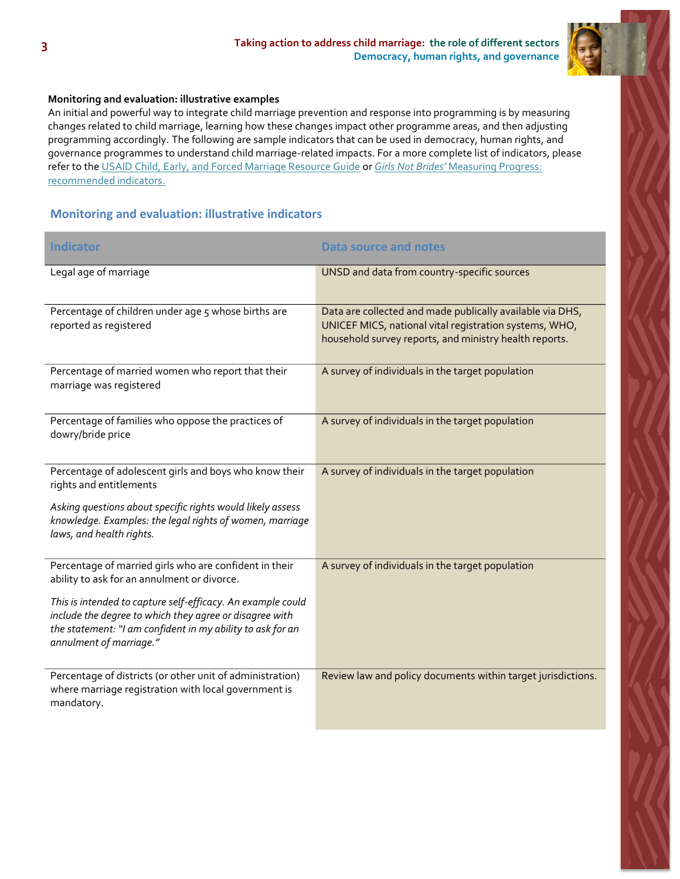**Monitoring and evaluation: illustrative examples**

An initial and powerful way to integrate child marriage prevention and response into programming is by measuring changes related to child marriage, learning how these changes impact other programme areas, and then adjusting programming accordingly. The following are sample indicators that can be used in democracy, human rights, and governance programmes to understand child marriage-related impacts. For a more complete list of indicators, please refer to the USAID Child, Early, and Forced Marriage Resource Guide or *Girls Not Brides'* Measuring Progress: recommended indicators.

## Monitoring and evaluation: illustrative indicators

| Indicator | Data source and notes |
|---|---|
| Legal age of marriage | UNSD and data from country-specific sources |
| Percentage of children under age 5 whose births are reported as registered | Data are collected and made publically available via DHS, UNICEF MICS, national vital registration systems, WHO, household survey reports, and ministry health reports. |
| Percentage of married women who report that their marriage was registered | A survey of individuals in the target population |
| Percentage of families who oppose the practices of dowry/bride price | A survey of individuals in the target population |
| Percentage of adolescent girls and boys who know their rights and entitlements<br><br>*Asking questions about specific rights would likely assess knowledge. Examples: the legal rights of women, marriage laws, and health rights.* | A survey of individuals in the target population |
| Percentage of married girls who are confident in their ability to ask for an annulment or divorce.<br><br>*This is intended to capture self-efficacy. An example could include the degree to which they agree or disagree with the statement: "I am confident in my ability to ask for an annulment of marriage."* | A survey of individuals in the target population |
| Percentage of districts (or other unit of administration) where marriage registration with local government is mandatory. | Review law and policy documents within target jurisdictions. |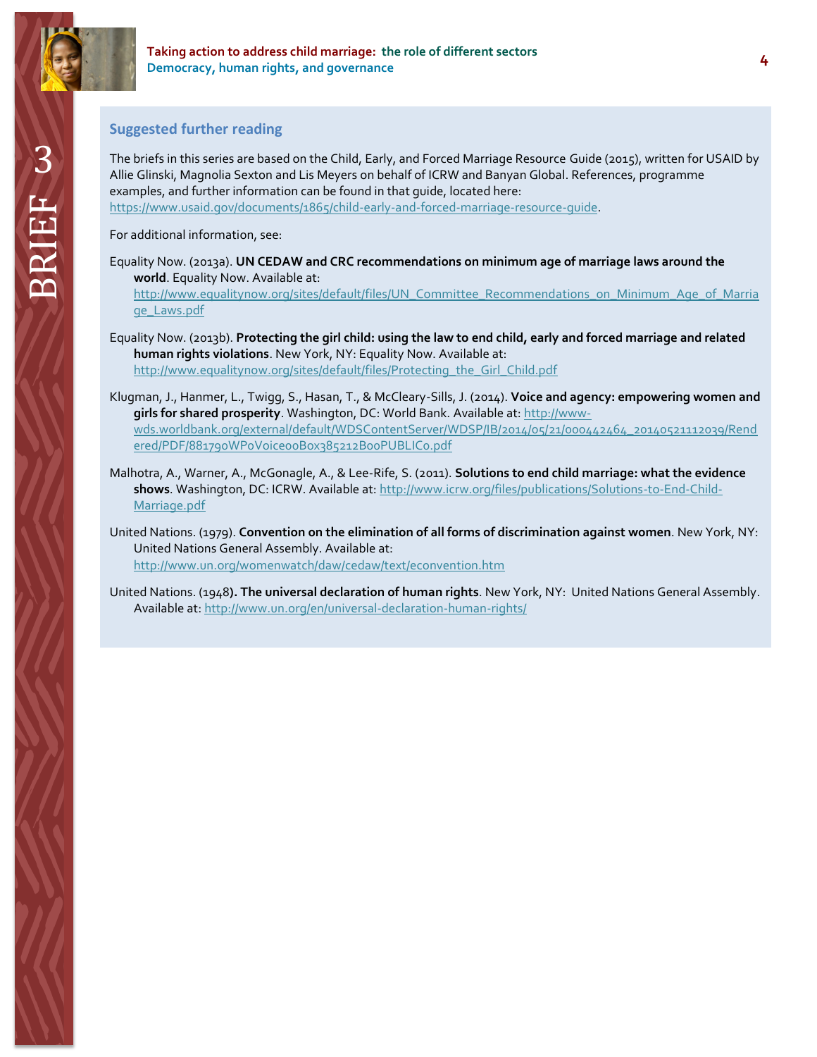## Suggested further reading

The briefs in this series are based on the Child, Early, and Forced Marriage Resource Guide (2015), written for USAID by Allie Glinski, Magnolia Sexton and Lis Meyers on behalf of ICRW and Banyan Global. References, programme examples, and further information can be found in that guide, located here: https://www.usaid.gov/documents/1865/child-early-and-forced-marriage-resource-guide.

For additional information, see:

Equality Now. (2013a). **UN CEDAW and CRC recommendations on minimum age of marriage laws around the world**. Equality Now. Available at: http://www.equalitynow.org/sites/default/files/UN_Committee_Recommendations_on_Minimum_Age_of_Marriage_Laws.pdf

Equality Now. (2013b). **Protecting the girl child: using the law to end child, early and forced marriage and related human rights violations**. New York, NY: Equality Now. Available at: http://www.equalitynow.org/sites/default/files/Protecting_the_Girl_Child.pdf

Klugman, J., Hanmer, L., Twigg, S., Hasan, T., & McCleary-Sills, J. (2014). **Voice and agency: empowering women and girls for shared prosperity**. Washington, DC: World Bank. Available at: http://www-wds.worldbank.org/external/default/WDSContentServer/WDSP/IB/2014/05/21/000442464_20140521112039/Rendered/PDF/881790WP0Voice00Box385212B00PUBLIC0.pdf

Malhotra, A., Warner, A., McGonagle, A., & Lee-Rife, S. (2011). **Solutions to end child marriage: what the evidence shows**. Washington, DC: ICRW. Available at: http://www.icrw.org/files/publications/Solutions-to-End-Child-Marriage.pdf

United Nations. (1979). **Convention on the elimination of all forms of discrimination against women**. New York, NY: United Nations General Assembly. Available at: http://www.un.org/womenwatch/daw/cedaw/text/econvention.htm

United Nations. (1948**). The universal declaration of human rights**. New York, NY: United Nations General Assembly. Available at: http://www.un.org/en/universal-declaration-human-rights/